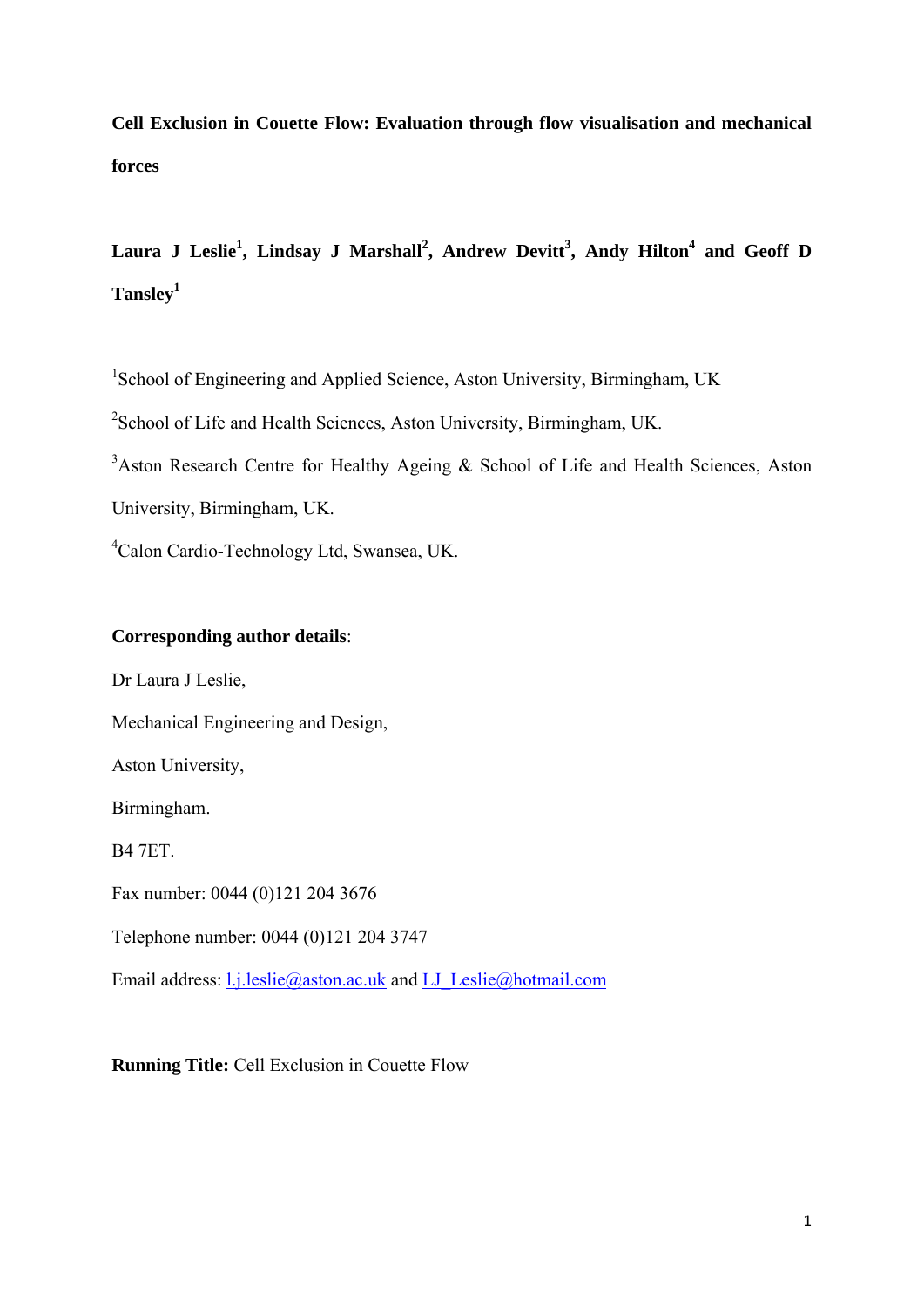# Cell Exclusion in Couette Flow: Evaluation through flow visualisation and mechanical forces

**Laura J Leslie[1], Lindsay J Marshall[2], Andrew Devitt[3], Andy Hilton[4] and Geoff D Tansley[1]**

[1]School of Engineering and Applied Science, Aston University, Birmingham, UK

[2]School of Life and Health Sciences, Aston University, Birmingham, UK.

[3]Aston Research Centre for Healthy Ageing & School of Life and Health Sciences, Aston University, Birmingham, UK.

[4]Calon Cardio-Technology Ltd, Swansea, UK.

**Corresponding author details**:

Dr Laura J Leslie,

Mechanical Engineering and Design,

Aston University,

Birmingham.

B4 7ET.

Fax number: 0044 (0)121 204 3676

Telephone number: 0044 (0)121 204 3747

Email address: l.j.leslie@aston.ac.uk and LJ_Leslie@hotmail.com

**Running Title:** Cell Exclusion in Couette Flow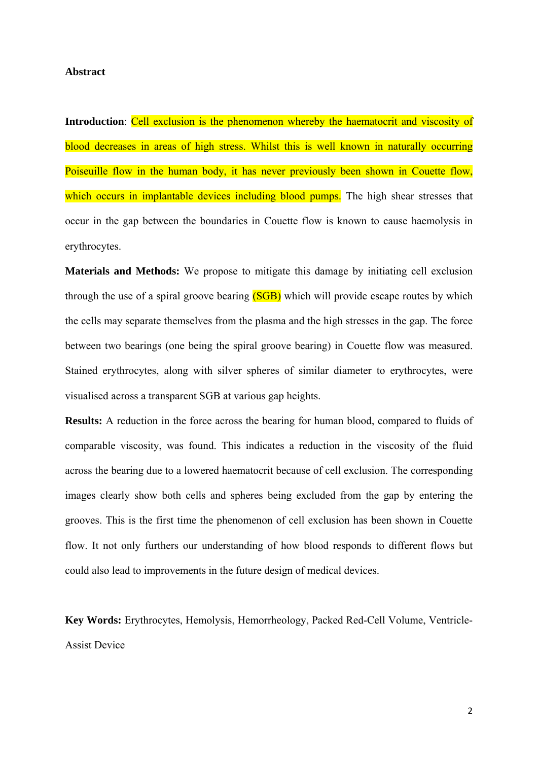**Abstract**

**Introduction**: Cell exclusion is the phenomenon whereby the haematocrit and viscosity of blood decreases in areas of high stress. Whilst this is well known in naturally occurring Poiseuille flow in the human body, it has never previously been shown in Couette flow, which occurs in implantable devices including blood pumps. The high shear stresses that occur in the gap between the boundaries in Couette flow is known to cause haemolysis in erythrocytes.

**Materials and Methods:** We propose to mitigate this damage by initiating cell exclusion through the use of a spiral groove bearing (SGB) which will provide escape routes by which the cells may separate themselves from the plasma and the high stresses in the gap. The force between two bearings (one being the spiral groove bearing) in Couette flow was measured. Stained erythrocytes, along with silver spheres of similar diameter to erythrocytes, were visualised across a transparent SGB at various gap heights.

**Results:** A reduction in the force across the bearing for human blood, compared to fluids of comparable viscosity, was found. This indicates a reduction in the viscosity of the fluid across the bearing due to a lowered haematocrit because of cell exclusion. The corresponding images clearly show both cells and spheres being excluded from the gap by entering the grooves. This is the first time the phenomenon of cell exclusion has been shown in Couette flow. It not only furthers our understanding of how blood responds to different flows but could also lead to improvements in the future design of medical devices.

**Key Words:** Erythrocytes, Hemolysis, Hemorrheology, Packed Red-Cell Volume, Ventricle-Assist Device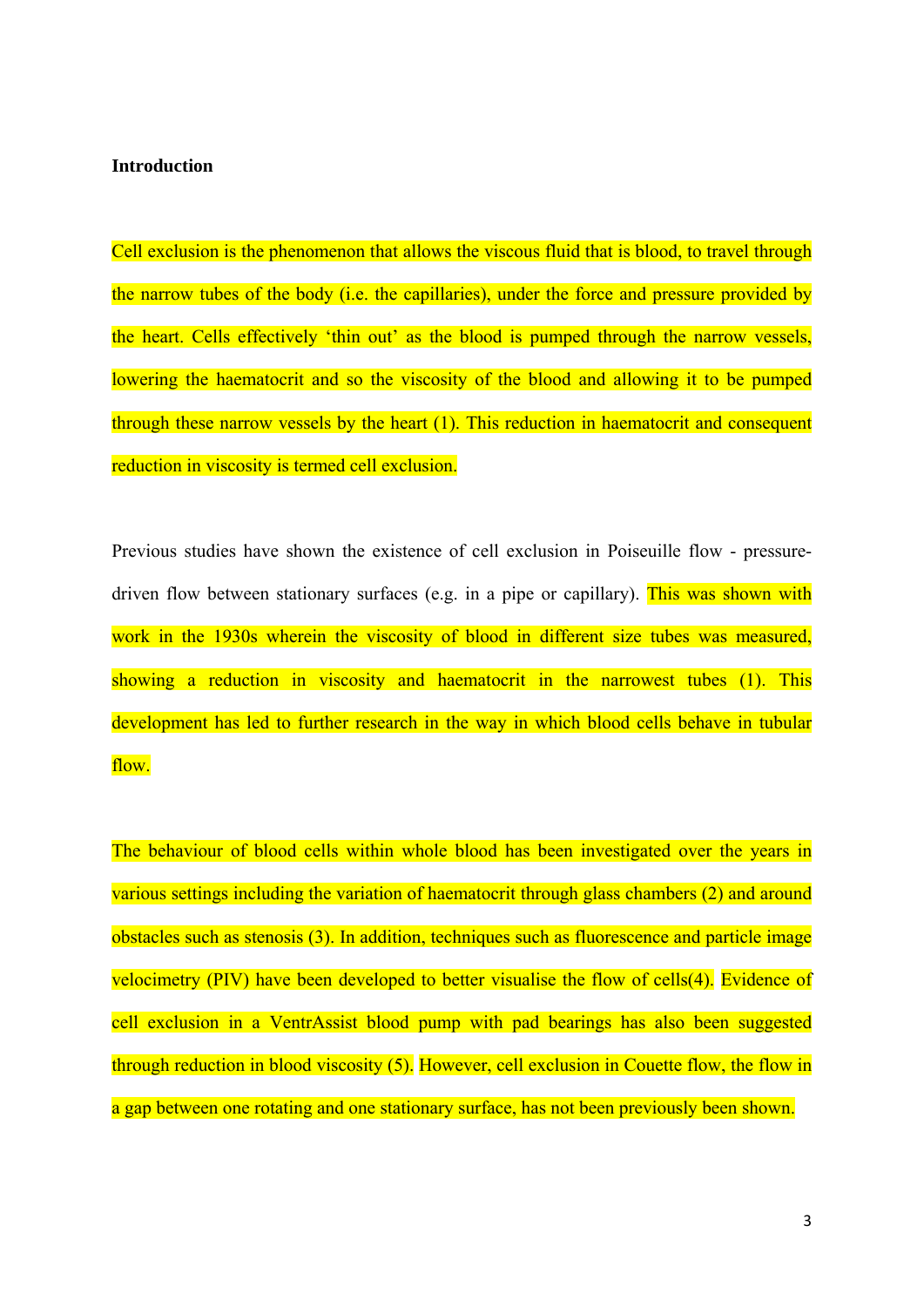**Introduction**

Cell exclusion is the phenomenon that allows the viscous fluid that is blood, to travel through the narrow tubes of the body (i.e. the capillaries), under the force and pressure provided by the heart. Cells effectively 'thin out' as the blood is pumped through the narrow vessels, lowering the haematocrit and so the viscosity of the blood and allowing it to be pumped through these narrow vessels by the heart (1). This reduction in haematocrit and consequent reduction in viscosity is termed cell exclusion.

Previous studies have shown the existence of cell exclusion in Poiseuille flow - pressure-driven flow between stationary surfaces (e.g. in a pipe or capillary). This was shown with work in the 1930s wherein the viscosity of blood in different size tubes was measured, showing a reduction in viscosity and haematocrit in the narrowest tubes (1). This development has led to further research in the way in which blood cells behave in tubular flow.

The behaviour of blood cells within whole blood has been investigated over the years in various settings including the variation of haematocrit through glass chambers (2) and around obstacles such as stenosis (3). In addition, techniques such as fluorescence and particle image velocimetry (PIV) have been developed to better visualise the flow of cells(4). Evidence of cell exclusion in a VentrAssist blood pump with pad bearings has also been suggested through reduction in blood viscosity (5). However, cell exclusion in Couette flow, the flow in a gap between one rotating and one stationary surface, has not previously been shown.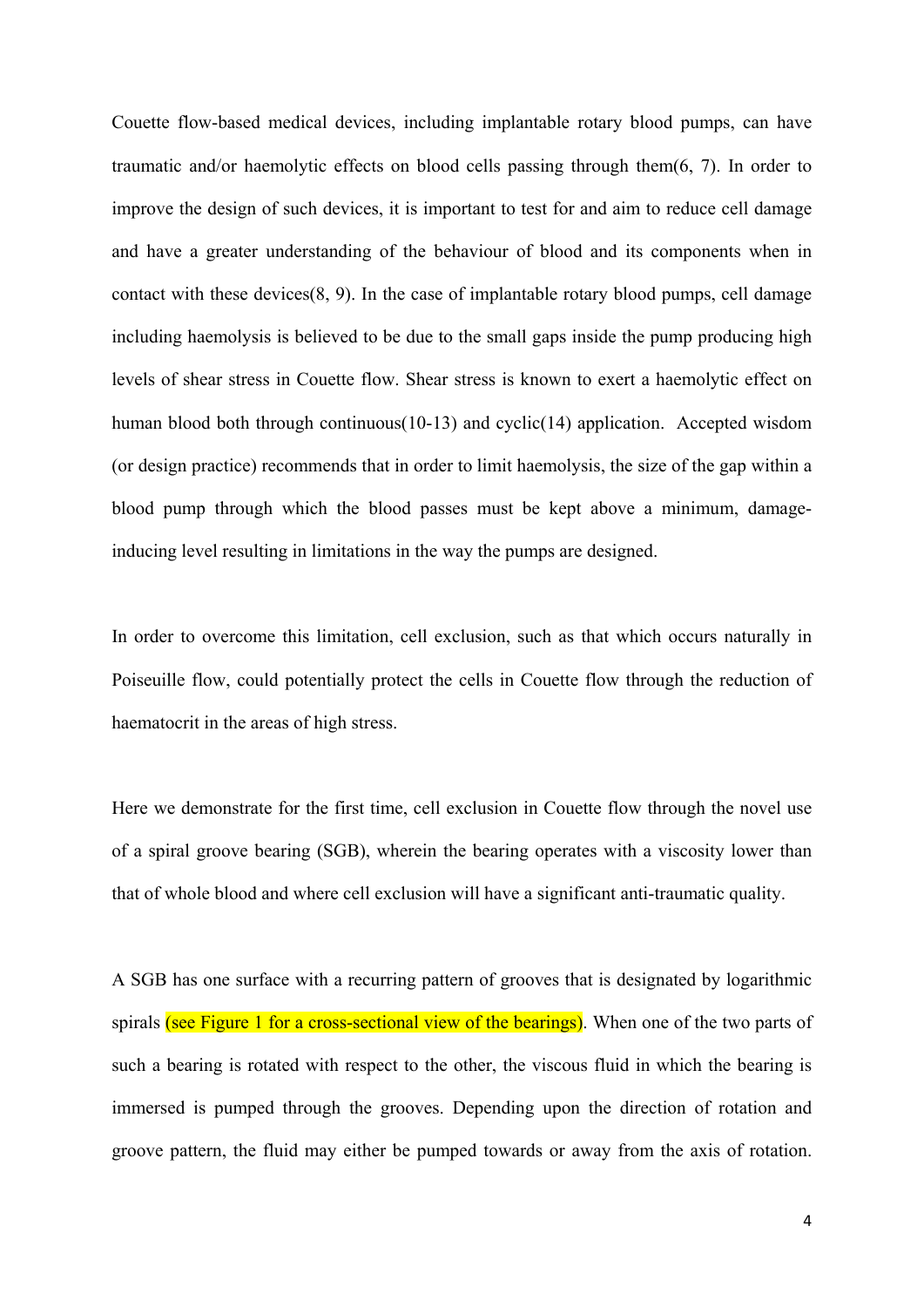Couette flow-based medical devices, including implantable rotary blood pumps, can have traumatic and/or haemolytic effects on blood cells passing through them(6, 7). In order to improve the design of such devices, it is important to test for and aim to reduce cell damage and have a greater understanding of the behaviour of blood and its components when in contact with these devices(8, 9). In the case of implantable rotary blood pumps, cell damage including haemolysis is believed to be due to the small gaps inside the pump producing high levels of shear stress in Couette flow. Shear stress is known to exert a haemolytic effect on human blood both through continuous(10-13) and cyclic(14) application. Accepted wisdom (or design practice) recommends that in order to limit haemolysis, the size of the gap within a blood pump through which the blood passes must be kept above a minimum, damage-inducing level resulting in limitations in the way the pumps are designed.

In order to overcome this limitation, cell exclusion, such as that which occurs naturally in Poiseuille flow, could potentially protect the cells in Couette flow through the reduction of haematocrit in the areas of high stress.

Here we demonstrate for the first time, cell exclusion in Couette flow through the novel use of a spiral groove bearing (SGB), wherein the bearing operates with a viscosity lower than that of whole blood and where cell exclusion will have a significant anti-traumatic quality.

A SGB has one surface with a recurring pattern of grooves that is designated by logarithmic spirals (see Figure 1 for a cross-sectional view of the bearings). When one of the two parts of such a bearing is rotated with respect to the other, the viscous fluid in which the bearing is immersed is pumped through the grooves. Depending upon the direction of rotation and groove pattern, the fluid may either be pumped towards or away from the axis of rotation.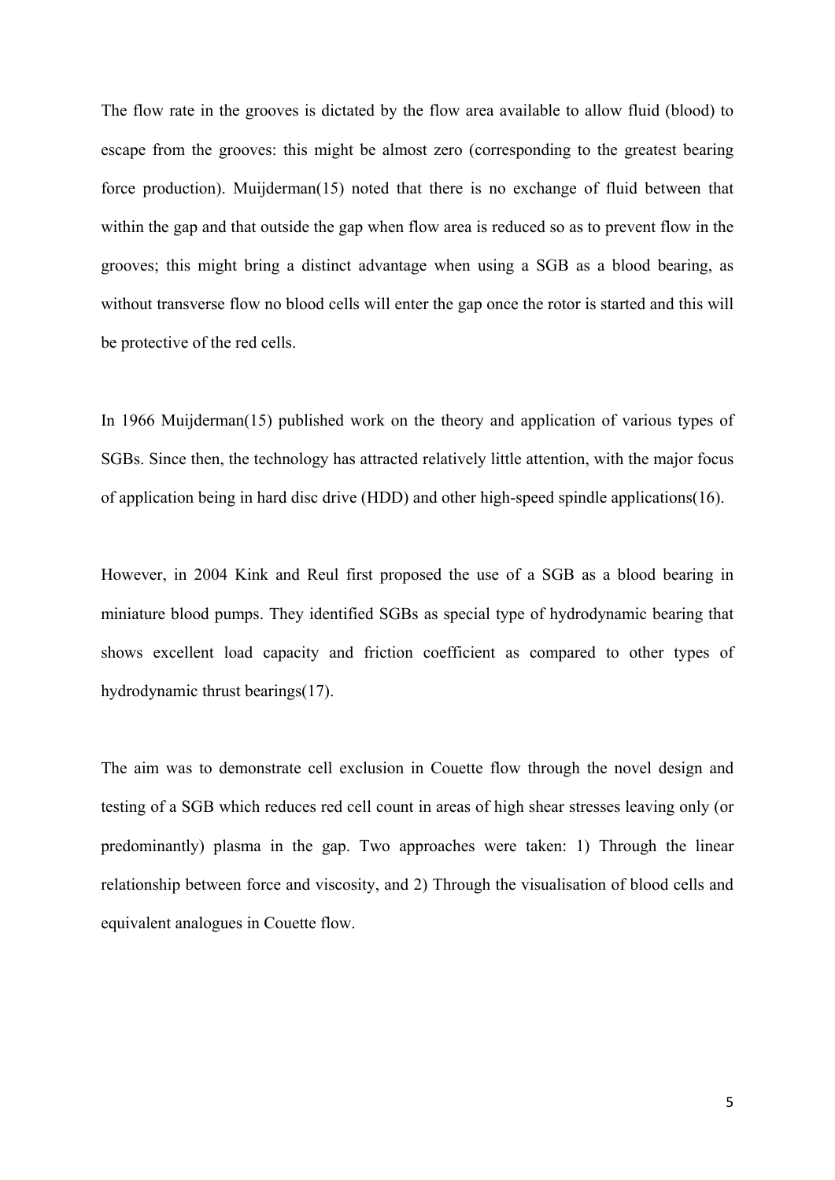The flow rate in the grooves is dictated by the flow area available to allow fluid (blood) to escape from the grooves: this might be almost zero (corresponding to the greatest bearing force production). Muijderman(15) noted that there is no exchange of fluid between that within the gap and that outside the gap when flow area is reduced so as to prevent flow in the grooves; this might bring a distinct advantage when using a SGB as a blood bearing, as without transverse flow no blood cells will enter the gap once the rotor is started and this will be protective of the red cells.

In 1966 Muijderman(15) published work on the theory and application of various types of SGBs. Since then, the technology has attracted relatively little attention, with the major focus of application being in hard disc drive (HDD) and other high-speed spindle applications(16).

However, in 2004 Kink and Reul first proposed the use of a SGB as a blood bearing in miniature blood pumps. They identified SGBs as special type of hydrodynamic bearing that shows excellent load capacity and friction coefficient as compared to other types of hydrodynamic thrust bearings(17).

The aim was to demonstrate cell exclusion in Couette flow through the novel design and testing of a SGB which reduces red cell count in areas of high shear stresses leaving only (or predominantly) plasma in the gap. Two approaches were taken: 1) Through the linear relationship between force and viscosity, and 2) Through the visualisation of blood cells and equivalent analogues in Couette flow.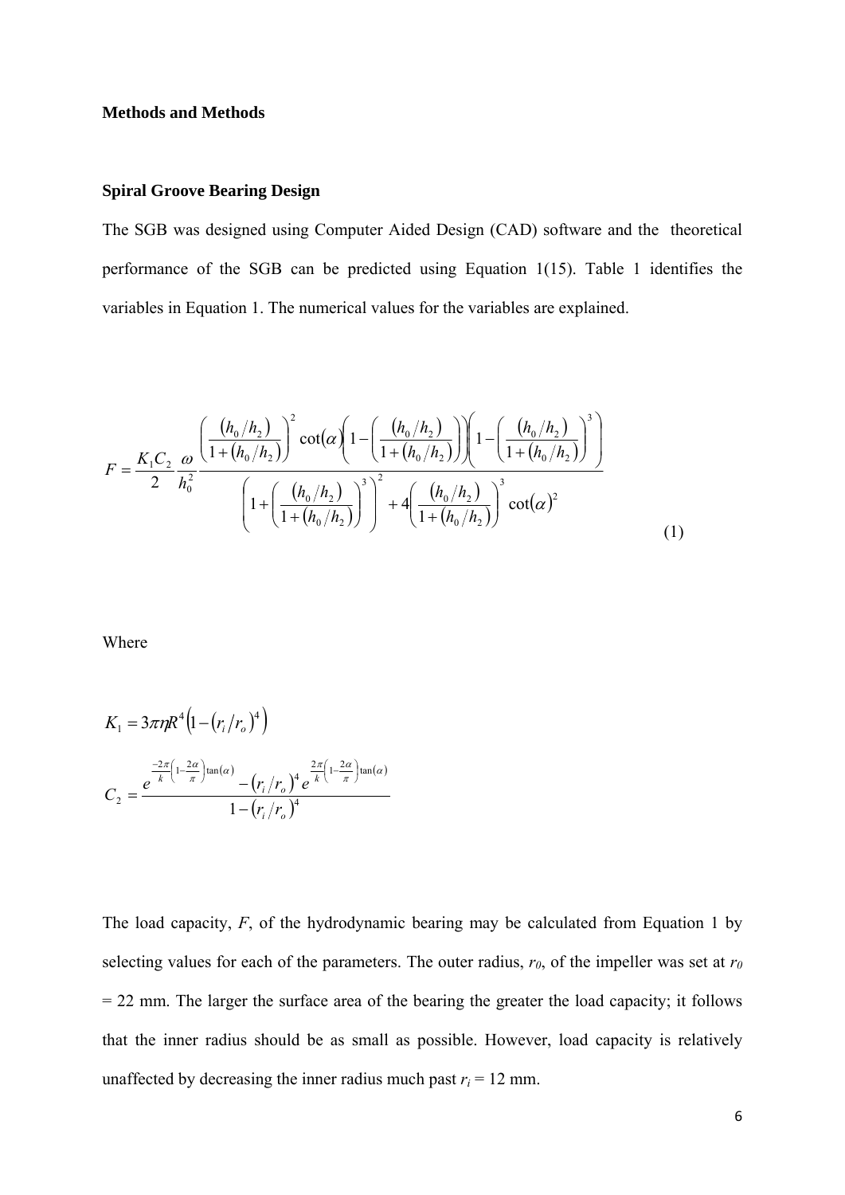**Methods and Methods**

**Spiral Groove Bearing Design**

The SGB was designed using Computer Aided Design (CAD) software and the theoretical performance of the SGB can be predicted using Equation 1(15). Table 1 identifies the variables in Equation 1. The numerical values for the variables are explained.

$$F = \frac{K_1 C_2}{2} \frac{\omega}{h_0^2} \cdot \frac{\left(\frac{(h_0/h_2)}{1+(h_0/h_2)}\right)^2 \cot(\alpha)\left(1-\left(\frac{(h_0/h_2)}{1+(h_0/h_2)}\right)\right)\left(1-\left(\frac{(h_0/h_2)}{1+(h_0/h_2)}\right)^3\right)}{\left(1+\left(\frac{(h_0/h_2)}{1+(h_0/h_2)}\right)^3\right)^2 + 4\left(\frac{(h_0/h_2)}{1+(h_0/h_2)}\right)^3 \cot(\alpha)^2} \tag{1}$$

Where

$$K_1 = 3\pi\eta R^4\left(1-(r_i/r_o)^4\right)$$

$$C_2 = \frac{e^{\frac{-2\pi}{k}\left(1-\frac{2\alpha}{\pi}\right)\tan(\alpha)} - (r_i/r_o)^4 e^{\frac{2\pi}{k}\left(1-\frac{2\alpha}{\pi}\right)\tan(\alpha)}}{1-(r_i/r_o)^4}$$

The load capacity, $F$, of the hydrodynamic bearing may be calculated from Equation 1 by selecting values for each of the parameters. The outer radius, $r_0$, of the impeller was set at $r_0$ = 22 mm. The larger the surface area of the bearing the greater the load capacity; it follows that the inner radius should be as small as possible. However, load capacity is relatively unaffected by decreasing the inner radius much past $r_i$ = 12 mm.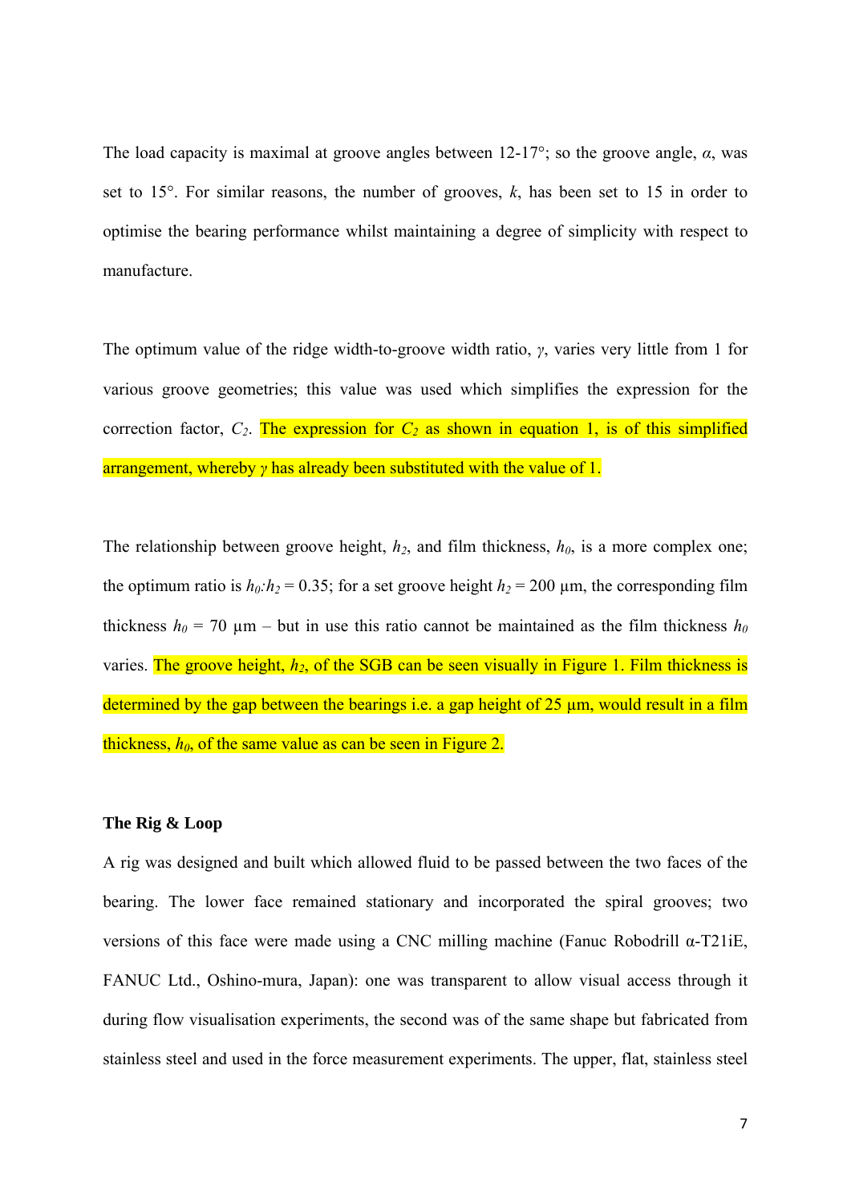The load capacity is maximal at groove angles between 12-17°; so the groove angle, $\alpha$, was set to 15°. For similar reasons, the number of grooves, $k$, has been set to 15 in order to optimise the bearing performance whilst maintaining a degree of simplicity with respect to manufacture.

The optimum value of the ridge width-to-groove width ratio, $\gamma$, varies very little from 1 for various groove geometries; this value was used which simplifies the expression for the correction factor, $C_2$. The expression for $C_2$ as shown in equation 1, is of this simplified arrangement, whereby $\gamma$ has already been substituted with the value of 1.

The relationship between groove height, $h_2$, and film thickness, $h_0$, is a more complex one; the optimum ratio is $h_0$:$h_2$ = 0.35; for a set groove height $h_2$ = 200 µm, the corresponding film thickness $h_0$ = 70 µm – but in use this ratio cannot be maintained as the film thickness $h_0$ varies. The groove height, $h_2$, of the SGB can be seen visually in Figure 1. Film thickness is determined by the gap between the bearings i.e. a gap height of 25 µm, would result in a film thickness, $h_0$, of the same value as can be seen in Figure 2.

**The Rig & Loop**

A rig was designed and built which allowed fluid to be passed between the two faces of the bearing. The lower face remained stationary and incorporated the spiral grooves; two versions of this face were made using a CNC milling machine (Fanuc Robodrill α-T21iE, FANUC Ltd., Oshino-mura, Japan): one was transparent to allow visual access through it during flow visualisation experiments, the second was of the same shape but fabricated from stainless steel and used in the force measurement experiments. The upper, flat, stainless steel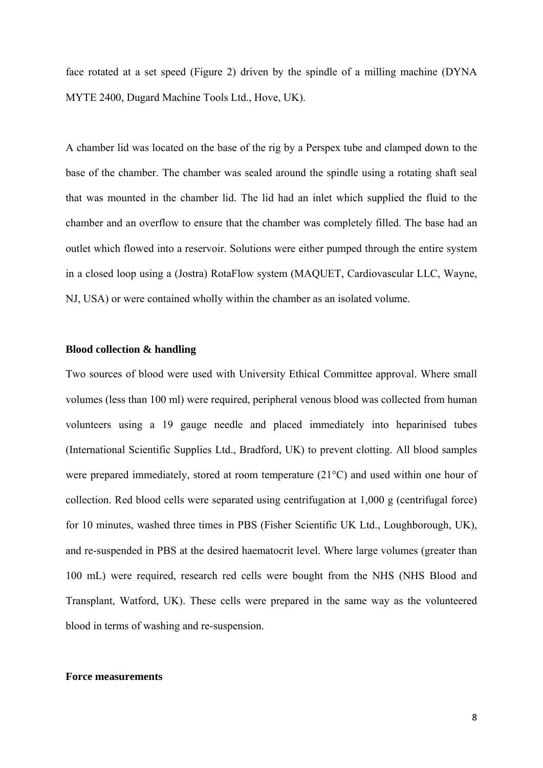face rotated at a set speed (Figure 2) driven by the spindle of a milling machine (DYNA MYTE 2400, Dugard Machine Tools Ltd., Hove, UK).

A chamber lid was located on the base of the rig by a Perspex tube and clamped down to the base of the chamber. The chamber was sealed around the spindle using a rotating shaft seal that was mounted in the chamber lid. The lid had an inlet which supplied the fluid to the chamber and an overflow to ensure that the chamber was completely filled. The base had an outlet which flowed into a reservoir. Solutions were either pumped through the entire system in a closed loop using a (Jostra) RotaFlow system (MAQUET, Cardiovascular LLC, Wayne, NJ, USA) or were contained wholly within the chamber as an isolated volume.

**Blood collection & handling**

Two sources of blood were used with University Ethical Committee approval. Where small volumes (less than 100 ml) were required, peripheral venous blood was collected from human volunteers using a 19 gauge needle and placed immediately into heparinised tubes (International Scientific Supplies Ltd., Bradford, UK) to prevent clotting. All blood samples were prepared immediately, stored at room temperature (21°C) and used within one hour of collection. Red blood cells were separated using centrifugation at 1,000 g (centrifugal force) for 10 minutes, washed three times in PBS (Fisher Scientific UK Ltd., Loughborough, UK), and re-suspended in PBS at the desired haematocrit level. Where large volumes (greater than 100 mL) were required, research red cells were bought from the NHS (NHS Blood and Transplant, Watford, UK). These cells were prepared in the same way as the volunteered blood in terms of washing and re-suspension.

**Force measurements**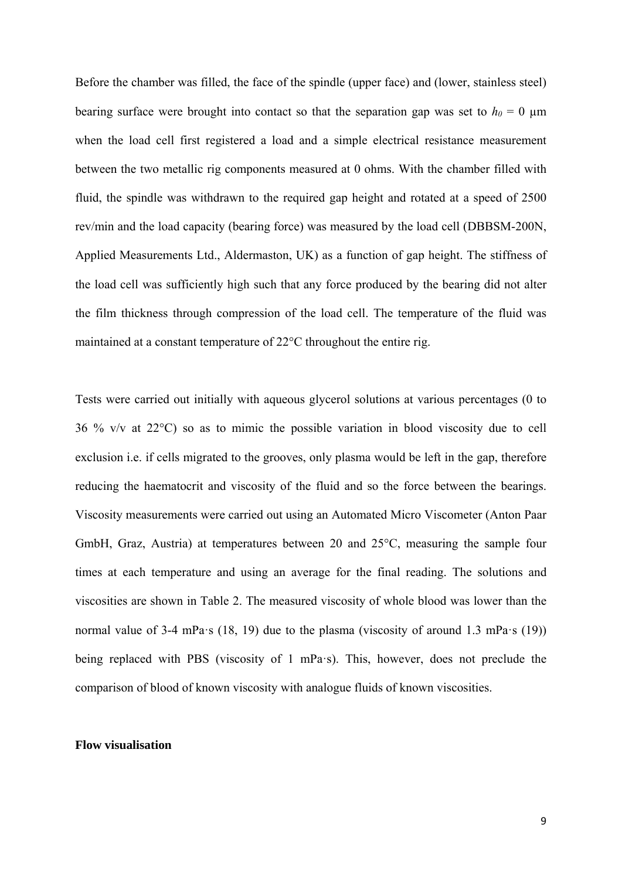Before the chamber was filled, the face of the spindle (upper face) and (lower, stainless steel) bearing surface were brought into contact so that the separation gap was set to $h_0 = 0$ μm when the load cell first registered a load and a simple electrical resistance measurement between the two metallic rig components measured at 0 ohms. With the chamber filled with fluid, the spindle was withdrawn to the required gap height and rotated at a speed of 2500 rev/min and the load capacity (bearing force) was measured by the load cell (DBBSM-200N, Applied Measurements Ltd., Aldermaston, UK) as a function of gap height. The stiffness of the load cell was sufficiently high such that any force produced by the bearing did not alter the film thickness through compression of the load cell. The temperature of the fluid was maintained at a constant temperature of 22°C throughout the entire rig.

Tests were carried out initially with aqueous glycerol solutions at various percentages (0 to 36 % v/v at 22°C) so as to mimic the possible variation in blood viscosity due to cell exclusion i.e. if cells migrated to the grooves, only plasma would be left in the gap, therefore reducing the haematocrit and viscosity of the fluid and so the force between the bearings. Viscosity measurements were carried out using an Automated Micro Viscometer (Anton Paar GmbH, Graz, Austria) at temperatures between 20 and 25°C, measuring the sample four times at each temperature and using an average for the final reading. The solutions and viscosities are shown in Table 2. The measured viscosity of whole blood was lower than the normal value of 3-4 mPa·s (18, 19) due to the plasma (viscosity of around 1.3 mPa·s (19)) being replaced with PBS (viscosity of 1 mPa·s). This, however, does not preclude the comparison of blood of known viscosity with analogue fluids of known viscosities.

### Flow visualisation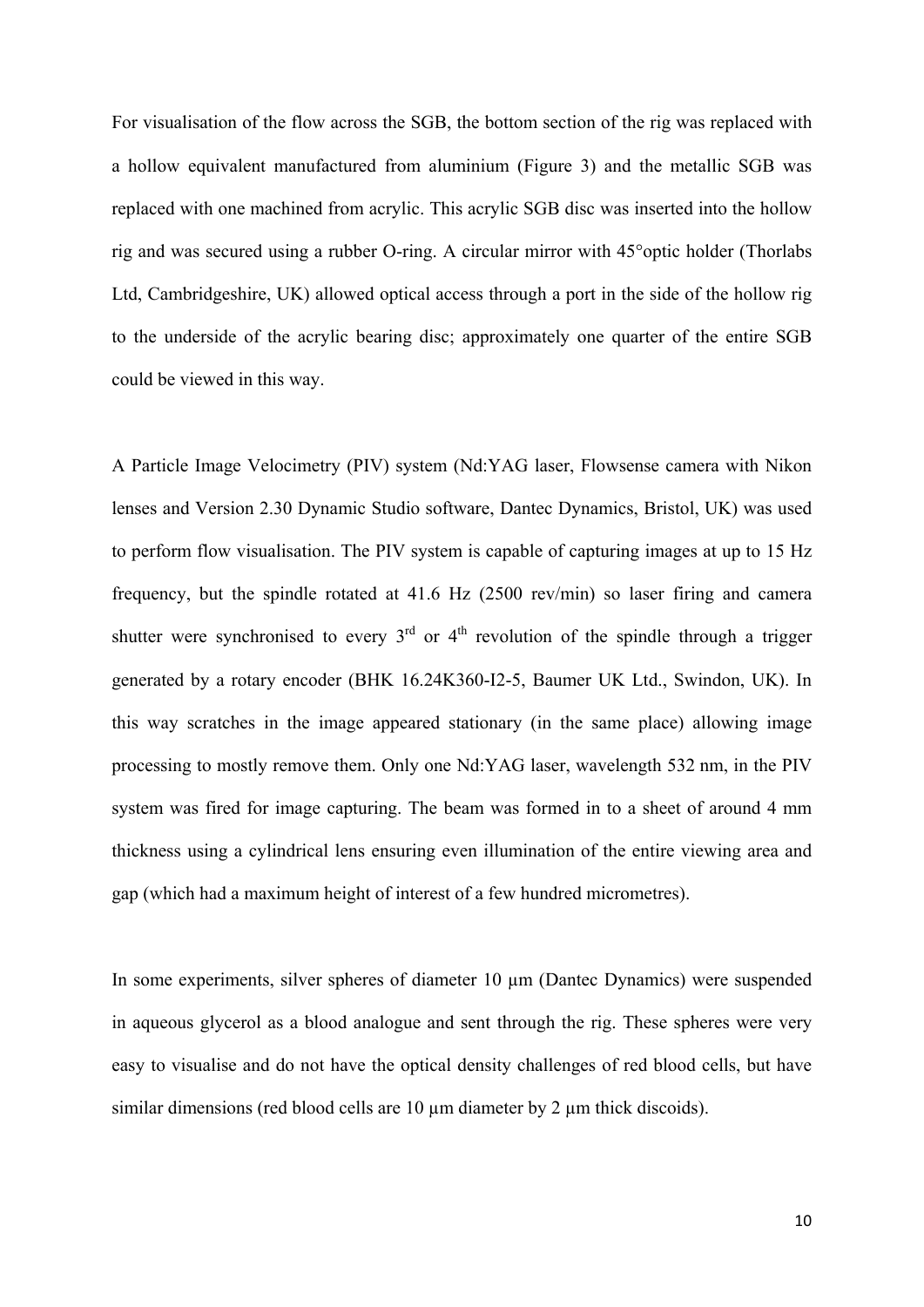For visualisation of the flow across the SGB, the bottom section of the rig was replaced with a hollow equivalent manufactured from aluminium (Figure 3) and the metallic SGB was replaced with one machined from acrylic. This acrylic SGB disc was inserted into the hollow rig and was secured using a rubber O-ring. A circular mirror with 45°optic holder (Thorlabs Ltd, Cambridgeshire, UK) allowed optical access through a port in the side of the hollow rig to the underside of the acrylic bearing disc; approximately one quarter of the entire SGB could be viewed in this way.

A Particle Image Velocimetry (PIV) system (Nd:YAG laser, Flowsense camera with Nikon lenses and Version 2.30 Dynamic Studio software, Dantec Dynamics, Bristol, UK) was used to perform flow visualisation. The PIV system is capable of capturing images at up to 15 Hz frequency, but the spindle rotated at 41.6 Hz (2500 rev/min) so laser firing and camera shutter were synchronised to every 3$^{rd}$ or 4$^{th}$ revolution of the spindle through a trigger generated by a rotary encoder (BHK 16.24K360-I2-5, Baumer UK Ltd., Swindon, UK). In this way scratches in the image appeared stationary (in the same place) allowing image processing to mostly remove them. Only one Nd:YAG laser, wavelength 532 nm, in the PIV system was fired for image capturing. The beam was formed in to a sheet of around 4 mm thickness using a cylindrical lens ensuring even illumination of the entire viewing area and gap (which had a maximum height of interest of a few hundred micrometres).

In some experiments, silver spheres of diameter 10 µm (Dantec Dynamics) were suspended in aqueous glycerol as a blood analogue and sent through the rig. These spheres were very easy to visualise and do not have the optical density challenges of red blood cells, but have similar dimensions (red blood cells are 10 µm diameter by 2 µm thick discoids).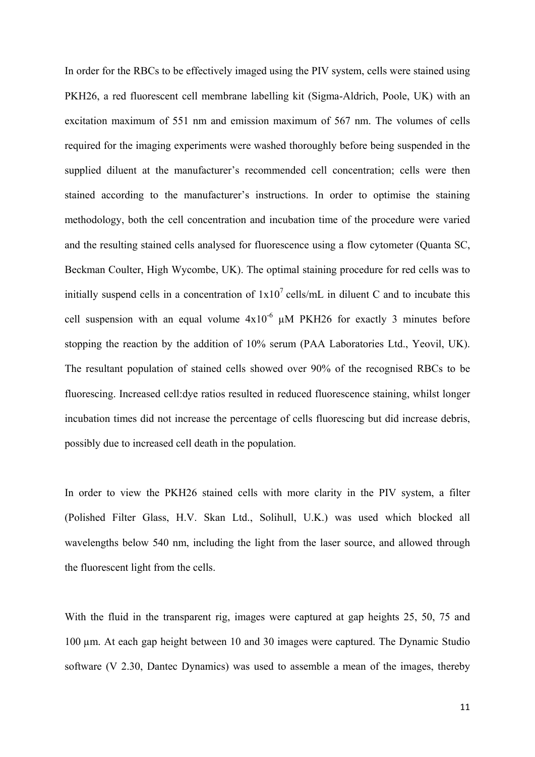In order for the RBCs to be effectively imaged using the PIV system, cells were stained using PKH26, a red fluorescent cell membrane labelling kit (Sigma-Aldrich, Poole, UK) with an excitation maximum of 551 nm and emission maximum of 567 nm. The volumes of cells required for the imaging experiments were washed thoroughly before being suspended in the supplied diluent at the manufacturer's recommended cell concentration; cells were then stained according to the manufacturer's instructions. In order to optimise the staining methodology, both the cell concentration and incubation time of the procedure were varied and the resulting stained cells analysed for fluorescence using a flow cytometer (Quanta SC, Beckman Coulter, High Wycombe, UK). The optimal staining procedure for red cells was to initially suspend cells in a concentration of $1x10^7$ cells/mL in diluent C and to incubate this cell suspension with an equal volume $4x10^{-6}$ μM PKH26 for exactly 3 minutes before stopping the reaction by the addition of 10% serum (PAA Laboratories Ltd., Yeovil, UK). The resultant population of stained cells showed over 90% of the recognised RBCs to be fluorescing. Increased cell:dye ratios resulted in reduced fluorescence staining, whilst longer incubation times did not increase the percentage of cells fluorescing but did increase debris, possibly due to increased cell death in the population.

In order to view the PKH26 stained cells with more clarity in the PIV system, a filter (Polished Filter Glass, H.V. Skan Ltd., Solihull, U.K.) was used which blocked all wavelengths below 540 nm, including the light from the laser source, and allowed through the fluorescent light from the cells.

With the fluid in the transparent rig, images were captured at gap heights 25, 50, 75 and 100 μm. At each gap height between 10 and 30 images were captured. The Dynamic Studio software (V 2.30, Dantec Dynamics) was used to assemble a mean of the images, thereby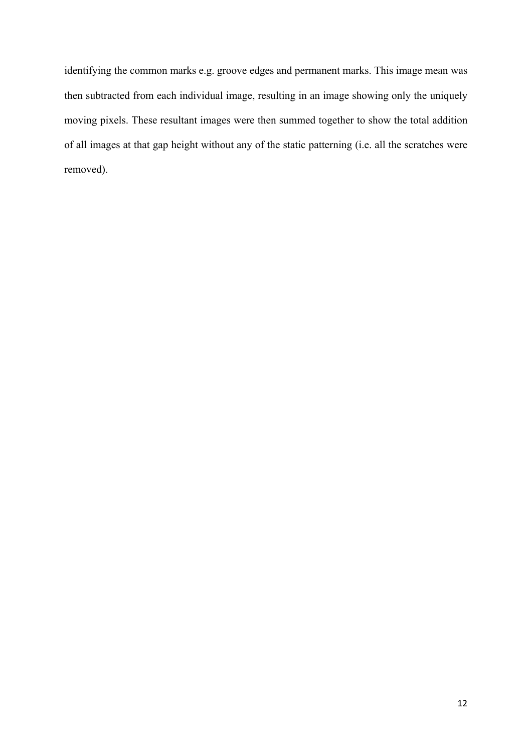identifying the common marks e.g. groove edges and permanent marks. This image mean was then subtracted from each individual image, resulting in an image showing only the uniquely moving pixels. These resultant images were then summed together to show the total addition of all images at that gap height without any of the static patterning (i.e. all the scratches were removed).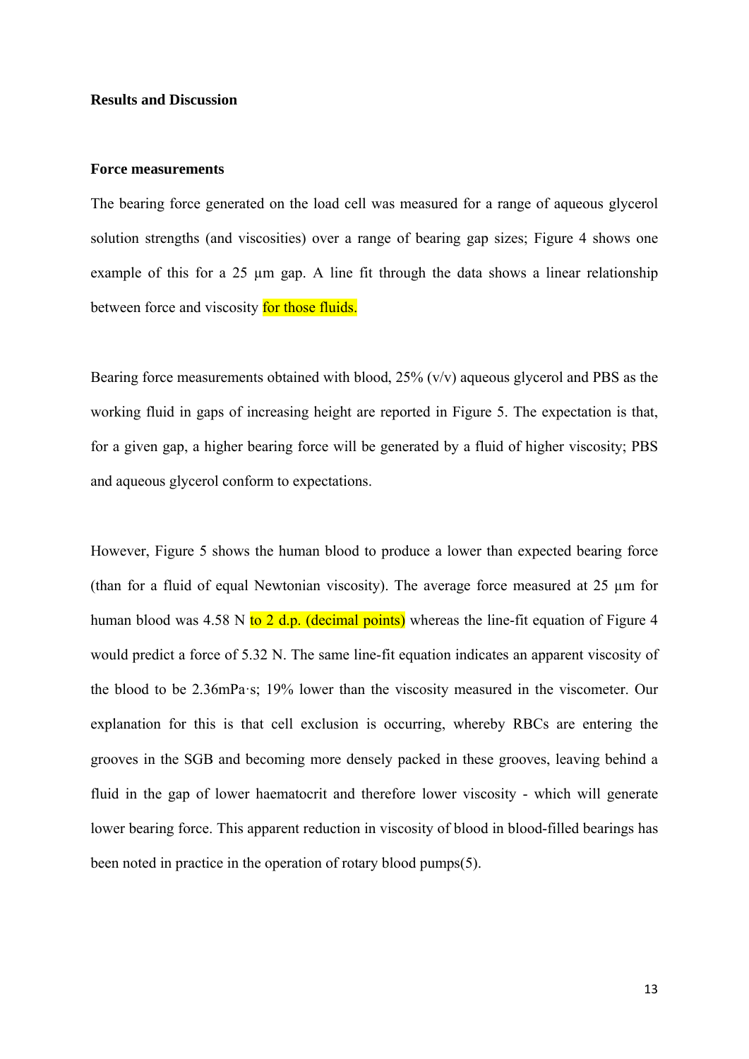## Results and Discussion

### Force measurements

The bearing force generated on the load cell was measured for a range of aqueous glycerol solution strengths (and viscosities) over a range of bearing gap sizes; Figure 4 shows one example of this for a 25 µm gap. A line fit through the data shows a linear relationship between force and viscosity for those fluids.

Bearing force measurements obtained with blood, 25% (v/v) aqueous glycerol and PBS as the working fluid in gaps of increasing height are reported in Figure 5. The expectation is that, for a given gap, a higher bearing force will be generated by a fluid of higher viscosity; PBS and aqueous glycerol conform to expectations.

However, Figure 5 shows the human blood to produce a lower than expected bearing force (than for a fluid of equal Newtonian viscosity). The average force measured at 25 µm for human blood was 4.58 N to 2 d.p. (decimal points) whereas the line-fit equation of Figure 4 would predict a force of 5.32 N. The same line-fit equation indicates an apparent viscosity of the blood to be 2.36mPa·s; 19% lower than the viscosity measured in the viscometer. Our explanation for this is that cell exclusion is occurring, whereby RBCs are entering the grooves in the SGB and becoming more densely packed in these grooves, leaving behind a fluid in the gap of lower haematocrit and therefore lower viscosity - which will generate lower bearing force. This apparent reduction in viscosity of blood in blood-filled bearings has been noted in practice in the operation of rotary blood pumps(5).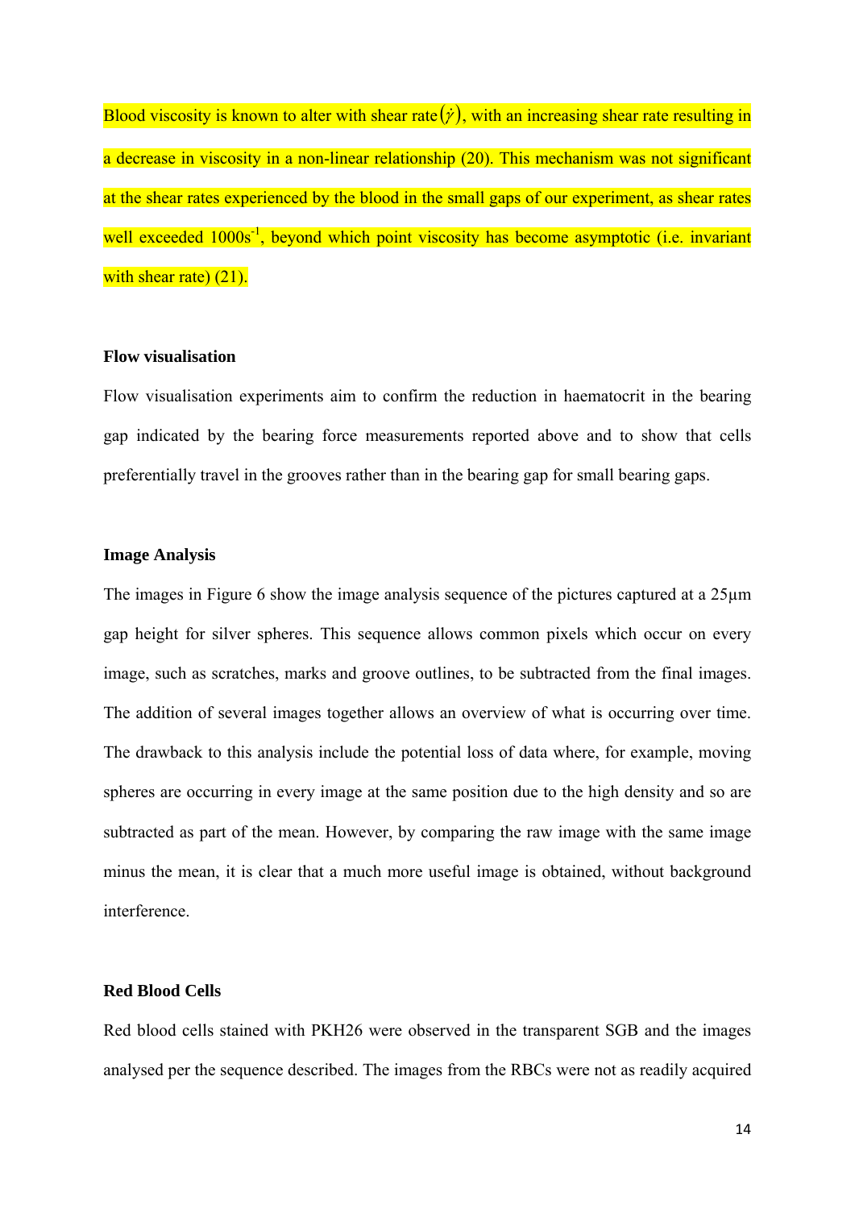Blood viscosity is known to alter with shear rate $(\dot{\gamma})$, with an increasing shear rate resulting in a decrease in viscosity in a non-linear relationship (20). This mechanism was not significant at the shear rates experienced by the blood in the small gaps of our experiment, as shear rates well exceeded $1000 s^{-1}$, beyond which point viscosity has become asymptotic (i.e. invariant with shear rate) (21).

**Flow visualisation**

Flow visualisation experiments aim to confirm the reduction in haematocrit in the bearing gap indicated by the bearing force measurements reported above and to show that cells preferentially travel in the grooves rather than in the bearing gap for small bearing gaps.

**Image Analysis**

The images in Figure 6 show the image analysis sequence of the pictures captured at a 25µm gap height for silver spheres. This sequence allows common pixels which occur on every image, such as scratches, marks and groove outlines, to be subtracted from the final images. The addition of several images together allows an overview of what is occurring over time. The drawback to this analysis include the potential loss of data where, for example, moving spheres are occurring in every image at the same position due to the high density and so are subtracted as part of the mean. However, by comparing the raw image with the same image minus the mean, it is clear that a much more useful image is obtained, without background interference.

**Red Blood Cells**

Red blood cells stained with PKH26 were observed in the transparent SGB and the images analysed per the sequence described. The images from the RBCs were not as readily acquired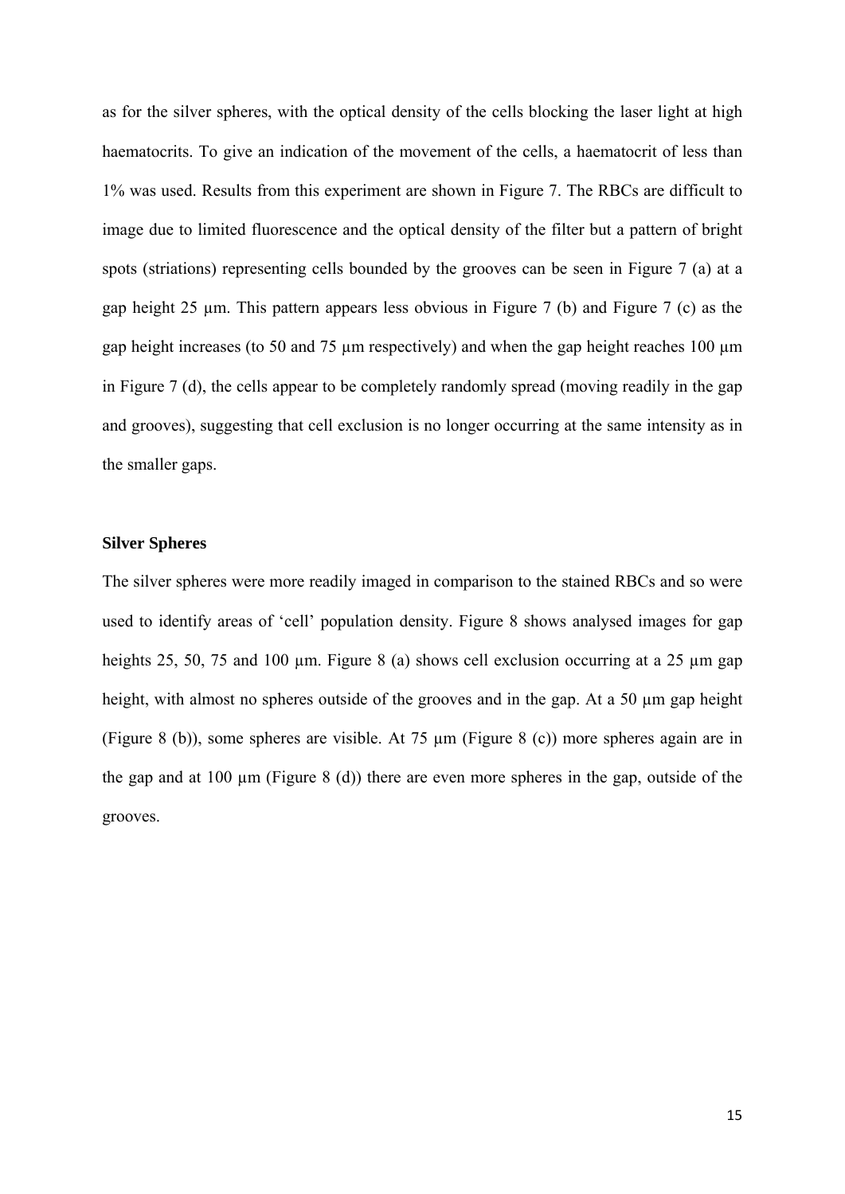as for the silver spheres, with the optical density of the cells blocking the laser light at high haematocrits. To give an indication of the movement of the cells, a haematocrit of less than 1% was used. Results from this experiment are shown in Figure 7. The RBCs are difficult to image due to limited fluorescence and the optical density of the filter but a pattern of bright spots (striations) representing cells bounded by the grooves can be seen in Figure 7 (a) at a gap height 25 µm. This pattern appears less obvious in Figure 7 (b) and Figure 7 (c) as the gap height increases (to 50 and 75 µm respectively) and when the gap height reaches 100 µm in Figure 7 (d), the cells appear to be completely randomly spread (moving readily in the gap and grooves), suggesting that cell exclusion is no longer occurring at the same intensity as in the smaller gaps.

**Silver Spheres**

The silver spheres were more readily imaged in comparison to the stained RBCs and so were used to identify areas of 'cell' population density. Figure 8 shows analysed images for gap heights 25, 50, 75 and 100 µm. Figure 8 (a) shows cell exclusion occurring at a 25 µm gap height, with almost no spheres outside of the grooves and in the gap. At a 50 µm gap height (Figure 8 (b)), some spheres are visible. At 75 µm (Figure 8 (c)) more spheres again are in the gap and at 100 µm (Figure 8 (d)) there are even more spheres in the gap, outside of the grooves.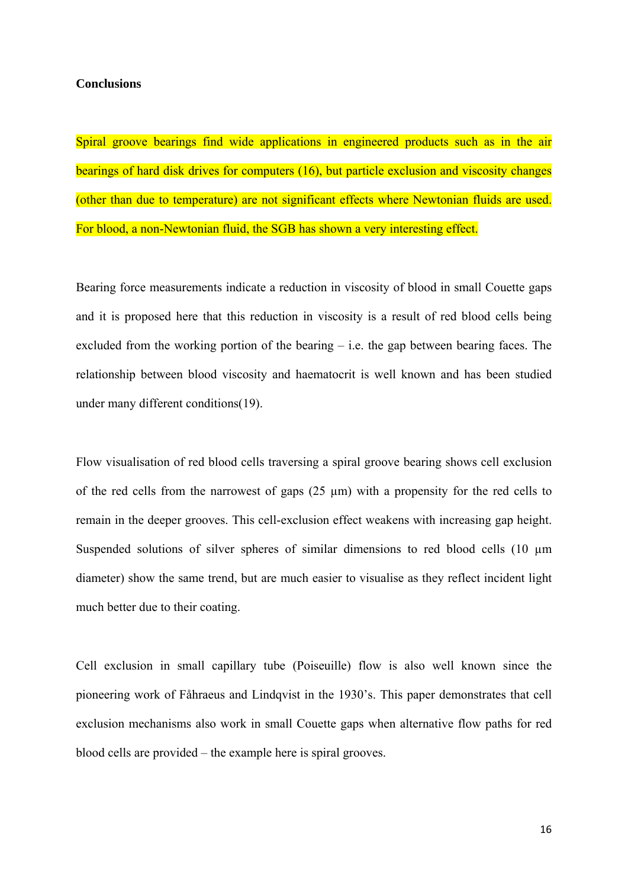**Conclusions**

Spiral groove bearings find wide applications in engineered products such as in the air bearings of hard disk drives for computers (16), but particle exclusion and viscosity changes (other than due to temperature) are not significant effects where Newtonian fluids are used. For blood, a non-Newtonian fluid, the SGB has shown a very interesting effect.

Bearing force measurements indicate a reduction in viscosity of blood in small Couette gaps and it is proposed here that this reduction in viscosity is a result of red blood cells being excluded from the working portion of the bearing – i.e. the gap between bearing faces. The relationship between blood viscosity and haematocrit is well known and has been studied under many different conditions(19).

Flow visualisation of red blood cells traversing a spiral groove bearing shows cell exclusion of the red cells from the narrowest of gaps (25 μm) with a propensity for the red cells to remain in the deeper grooves. This cell-exclusion effect weakens with increasing gap height. Suspended solutions of silver spheres of similar dimensions to red blood cells (10 μm diameter) show the same trend, but are much easier to visualise as they reflect incident light much better due to their coating.

Cell exclusion in small capillary tube (Poiseuille) flow is also well known since the pioneering work of Fåhraeus and Lindqvist in the 1930's. This paper demonstrates that cell exclusion mechanisms also work in small Couette gaps when alternative flow paths for red blood cells are provided – the example here is spiral grooves.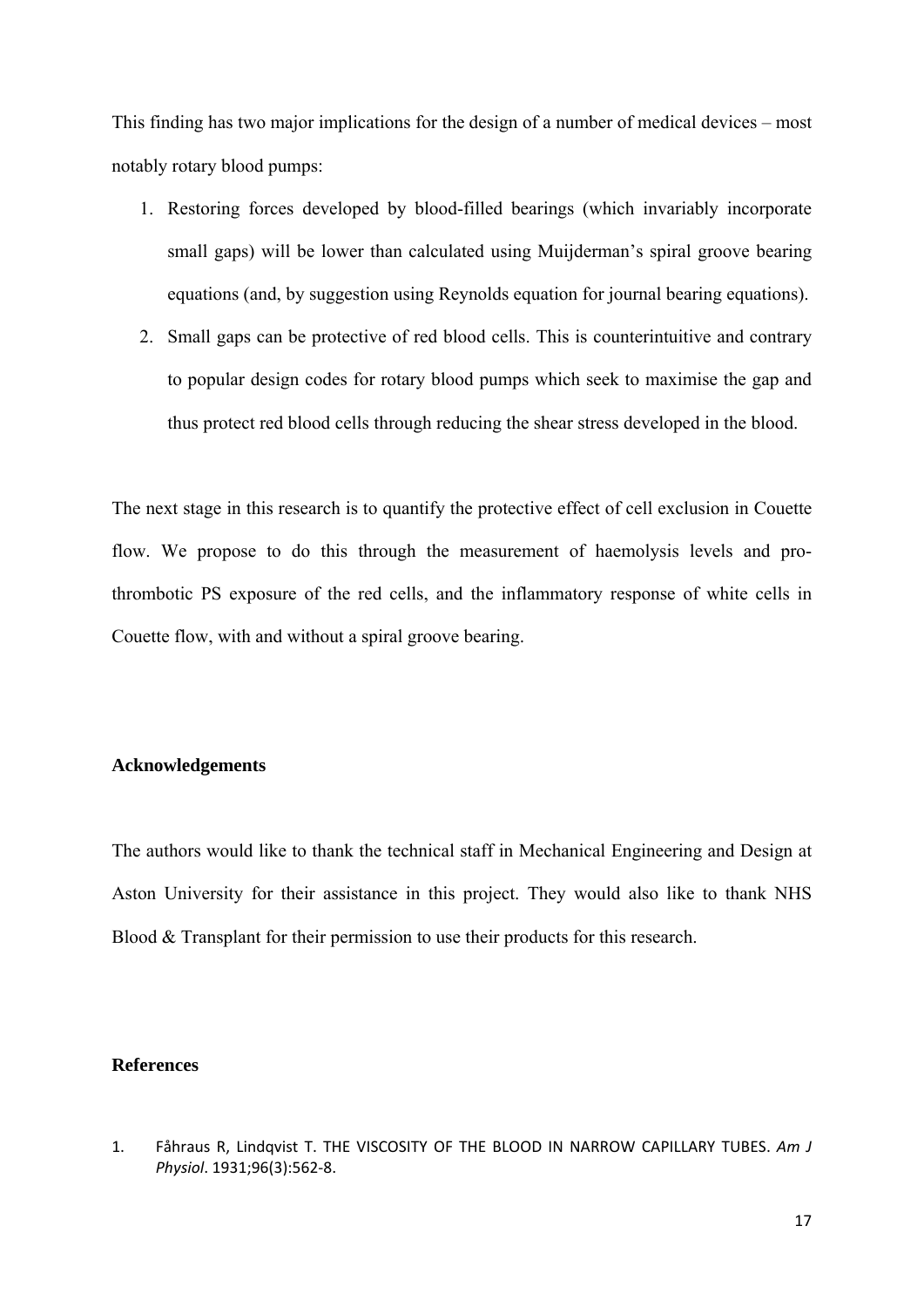This finding has two major implications for the design of a number of medical devices – most notably rotary blood pumps:

1. Restoring forces developed by blood-filled bearings (which invariably incorporate small gaps) will be lower than calculated using Muijderman's spiral groove bearing equations (and, by suggestion using Reynolds equation for journal bearing equations).
2. Small gaps can be protective of red blood cells. This is counterintuitive and contrary to popular design codes for rotary blood pumps which seek to maximise the gap and thus protect red blood cells through reducing the shear stress developed in the blood.

The next stage in this research is to quantify the protective effect of cell exclusion in Couette flow. We propose to do this through the measurement of haemolysis levels and pro-thrombotic PS exposure of the red cells, and the inflammatory response of white cells in Couette flow, with and without a spiral groove bearing.

## Acknowledgements

The authors would like to thank the technical staff in Mechanical Engineering and Design at Aston University for their assistance in this project. They would also like to thank NHS Blood & Transplant for their permission to use their products for this research.

## References

1. Fåhraus R, Lindqvist T. THE VISCOSITY OF THE BLOOD IN NARROW CAPILLARY TUBES. *Am J Physiol*. 1931;96(3):562-8.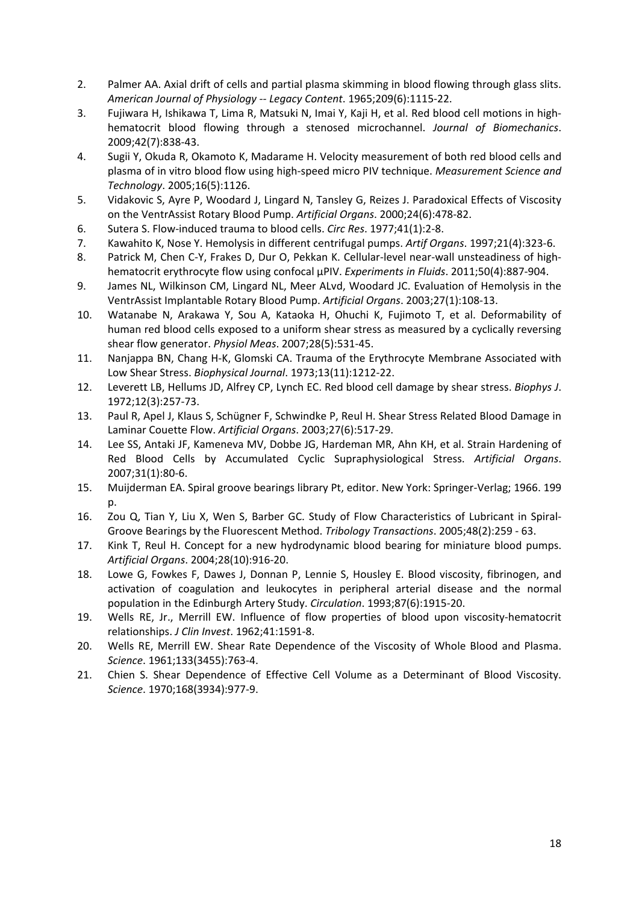2. Palmer AA. Axial drift of cells and partial plasma skimming in blood flowing through glass slits. *American Journal of Physiology -- Legacy Content*. 1965;209(6):1115-22.
3. Fujiwara H, Ishikawa T, Lima R, Matsuki N, Imai Y, Kaji H, et al. Red blood cell motions in high-hematocrit blood flowing through a stenosed microchannel. *Journal of Biomechanics*. 2009;42(7):838-43.
4. Sugii Y, Okuda R, Okamoto K, Madarame H. Velocity measurement of both red blood cells and plasma of in vitro blood flow using high-speed micro PIV technique. *Measurement Science and Technology*. 2005;16(5):1126.
5. Vidakovic S, Ayre P, Woodard J, Lingard N, Tansley G, Reizes J. Paradoxical Effects of Viscosity on the VentrAssist Rotary Blood Pump. *Artificial Organs*. 2000;24(6):478-82.
6. Sutera S. Flow-induced trauma to blood cells. *Circ Res*. 1977;41(1):2-8.
7. Kawahito K, Nose Y. Hemolysis in different centrifugal pumps. *Artif Organs*. 1997;21(4):323-6.
8. Patrick M, Chen C-Y, Frakes D, Dur O, Pekkan K. Cellular-level near-wall unsteadiness of high-hematocrit erythrocyte flow using confocal μPIV. *Experiments in Fluids*. 2011;50(4):887-904.
9. James NL, Wilkinson CM, Lingard NL, Meer ALvd, Woodard JC. Evaluation of Hemolysis in the VentrAssist Implantable Rotary Blood Pump. *Artificial Organs*. 2003;27(1):108-13.
10. Watanabe N, Arakawa Y, Sou A, Kataoka H, Ohuchi K, Fujimoto T, et al. Deformability of human red blood cells exposed to a uniform shear stress as measured by a cyclically reversing shear flow generator. *Physiol Meas*. 2007;28(5):531-45.
11. Nanjappa BN, Chang H-K, Glomski CA. Trauma of the Erythrocyte Membrane Associated with Low Shear Stress. *Biophysical Journal*. 1973;13(11):1212-22.
12. Leverett LB, Hellums JD, Alfrey CP, Lynch EC. Red blood cell damage by shear stress. *Biophys J*. 1972;12(3):257-73.
13. Paul R, Apel J, Klaus S, Schügner F, Schwindke P, Reul H. Shear Stress Related Blood Damage in Laminar Couette Flow. *Artificial Organs*. 2003;27(6):517-29.
14. Lee SS, Antaki JF, Kameneva MV, Dobbe JG, Hardeman MR, Ahn KH, et al. Strain Hardening of Red Blood Cells by Accumulated Cyclic Supraphysiological Stress. *Artificial Organs*. 2007;31(1):80-6.
15. Muijderman EA. Spiral groove bearings library Pt, editor. New York: Springer-Verlag; 1966. 199 p.
16. Zou Q, Tian Y, Liu X, Wen S, Barber GC. Study of Flow Characteristics of Lubricant in Spiral-Groove Bearings by the Fluorescent Method. *Tribology Transactions*. 2005;48(2):259 - 63.
17. Kink T, Reul H. Concept for a new hydrodynamic blood bearing for miniature blood pumps. *Artificial Organs*. 2004;28(10):916-20.
18. Lowe G, Fowkes F, Dawes J, Donnan P, Lennie S, Housley E. Blood viscosity, fibrinogen, and activation of coagulation and leukocytes in peripheral arterial disease and the normal population in the Edinburgh Artery Study. *Circulation*. 1993;87(6):1915-20.
19. Wells RE, Jr., Merrill EW. Influence of flow properties of blood upon viscosity-hematocrit relationships. *J Clin Invest*. 1962;41:1591-8.
20. Wells RE, Merrill EW. Shear Rate Dependence of the Viscosity of Whole Blood and Plasma. *Science*. 1961;133(3455):763-4.
21. Chien S. Shear Dependence of Effective Cell Volume as a Determinant of Blood Viscosity. *Science*. 1970;168(3934):977-9.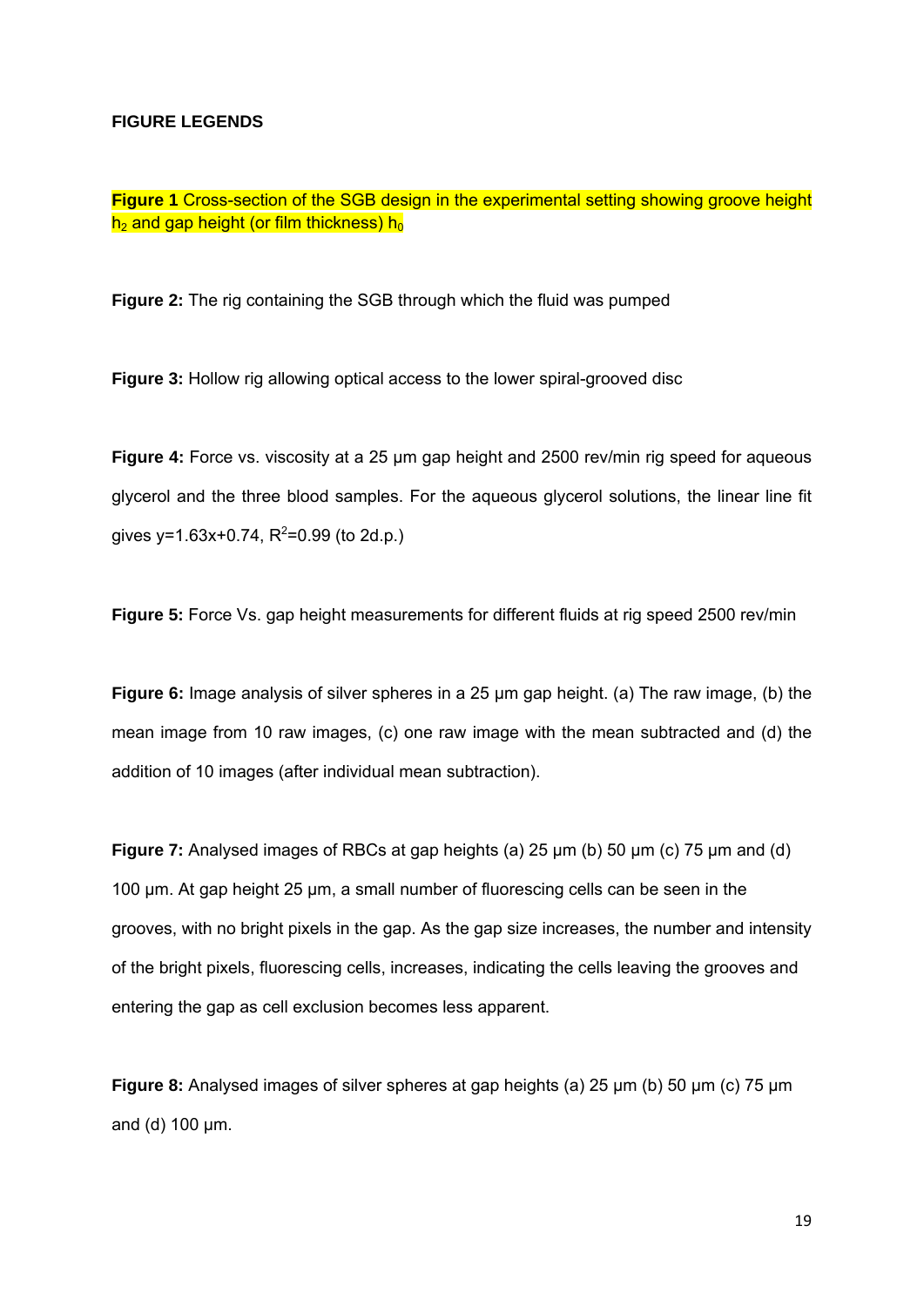**FIGURE LEGENDS**

**Figure 1** Cross-section of the SGB design in the experimental setting showing groove height $h_2$ and gap height (or film thickness) $h_0$

**Figure 2:** The rig containing the SGB through which the fluid was pumped

**Figure 3:** Hollow rig allowing optical access to the lower spiral-grooved disc

**Figure 4:** Force vs. viscosity at a 25 μm gap height and 2500 rev/min rig speed for aqueous glycerol and the three blood samples. For the aqueous glycerol solutions, the linear line fit gives y=1.63x+0.74, $R^2$=0.99 (to 2d.p.)

**Figure 5:** Force Vs. gap height measurements for different fluids at rig speed 2500 rev/min

**Figure 6:** Image analysis of silver spheres in a 25 μm gap height. (a) The raw image, (b) the mean image from 10 raw images, (c) one raw image with the mean subtracted and (d) the addition of 10 images (after individual mean subtraction).

**Figure 7:** Analysed images of RBCs at gap heights (a) 25 μm (b) 50 μm (c) 75 μm and (d) 100 μm. At gap height 25 μm, a small number of fluorescing cells can be seen in the grooves, with no bright pixels in the gap. As the gap size increases, the number and intensity of the bright pixels, fluorescing cells, increases, indicating the cells leaving the grooves and entering the gap as cell exclusion becomes less apparent.

**Figure 8:** Analysed images of silver spheres at gap heights (a) 25 μm (b) 50 μm (c) 75 μm and (d) 100 μm.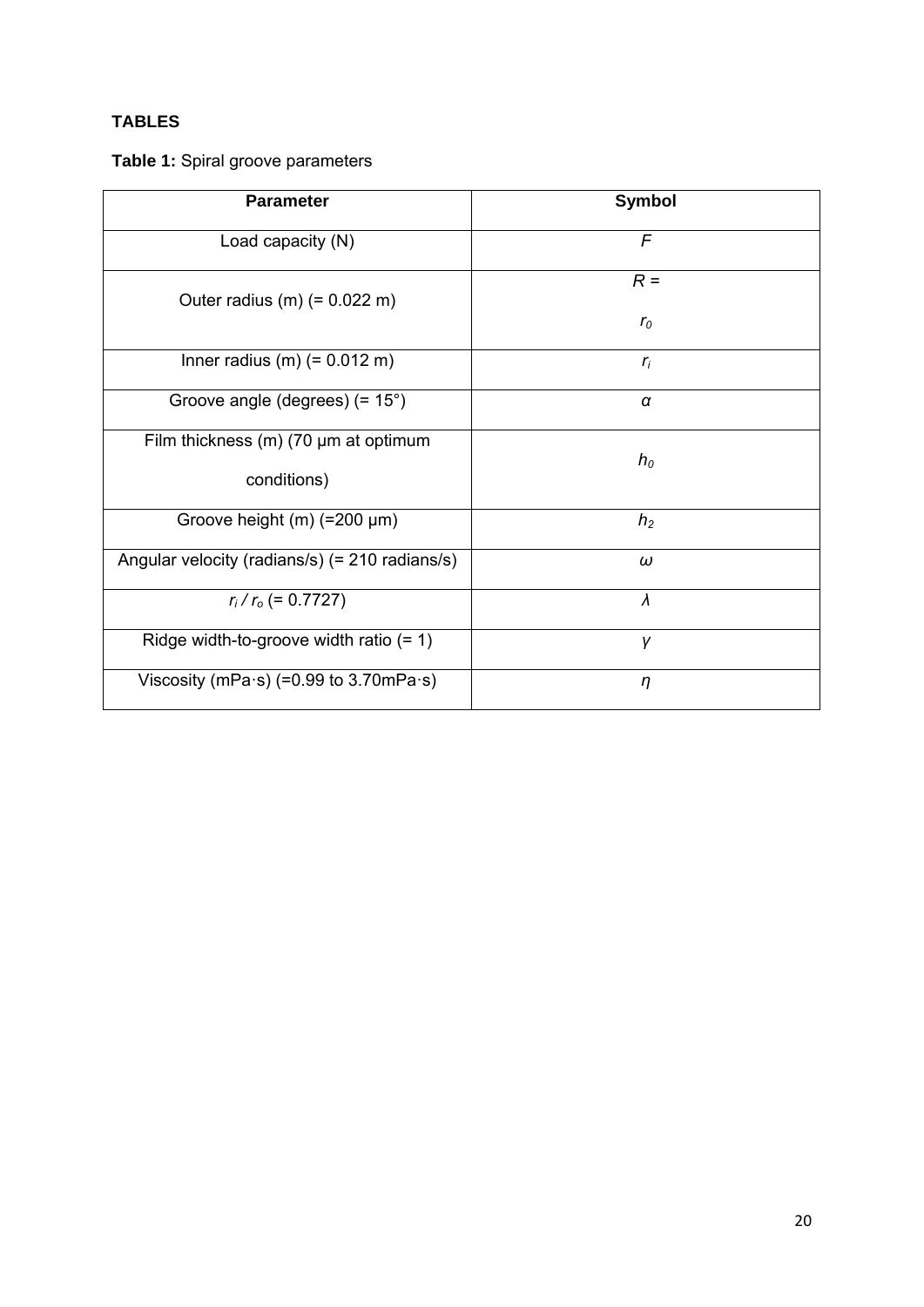## TABLES

**Table 1:** Spiral groove parameters

| Parameter | Symbol |
|---|---|
| Load capacity (N) | $F$ |
| Outer radius (m) (= 0.022 m) | $R = r_0$ |
| Inner radius (m) (= 0.012 m) | $r_i$ |
| Groove angle (degrees) (= 15°) | $\alpha$ |
| Film thickness (m) (70 μm at optimum conditions) | $h_0$ |
| Groove height (m) (=200 μm) | $h_2$ |
| Angular velocity (radians/s) (= 210 radians/s) | $\omega$ |
| $r_i / r_o$ (= 0.7727) | $\lambda$ |
| Ridge width-to-groove width ratio (= 1) | $\gamma$ |
| Viscosity (mPa·s) (=0.99 to 3.70mPa·s) | $\eta$ |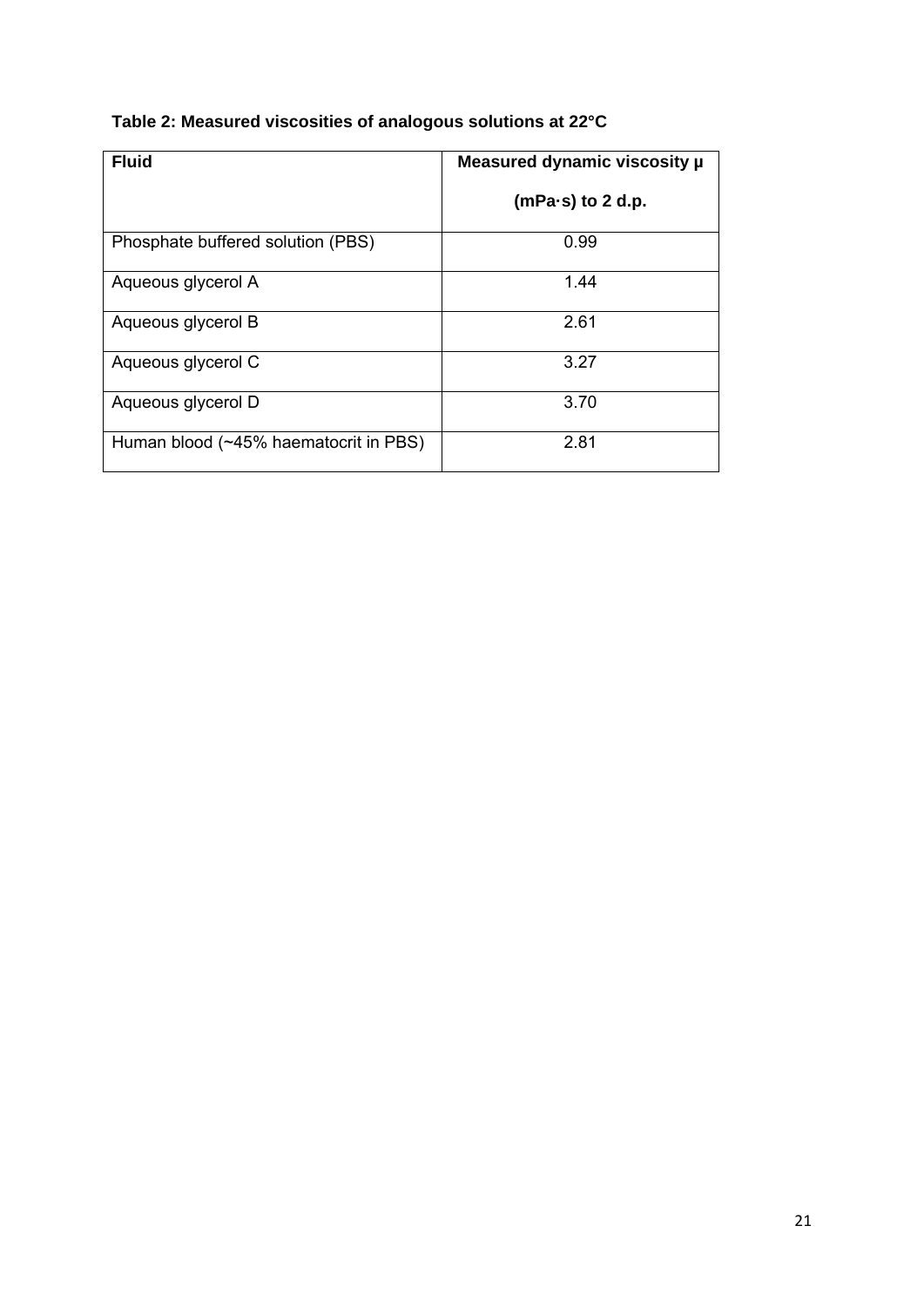**Table 2: Measured viscosities of analogous solutions at 22°C**

| **Fluid** | **Measured dynamic viscosity μ (mPa·s) to 2 d.p.** |
|---|---|
| Phosphate buffered solution (PBS) | 0.99 |
| Aqueous glycerol A | 1.44 |
| Aqueous glycerol B | 2.61 |
| Aqueous glycerol C | 3.27 |
| Aqueous glycerol D | 3.70 |
| Human blood (~45% haematocrit in PBS) | 2.81 |